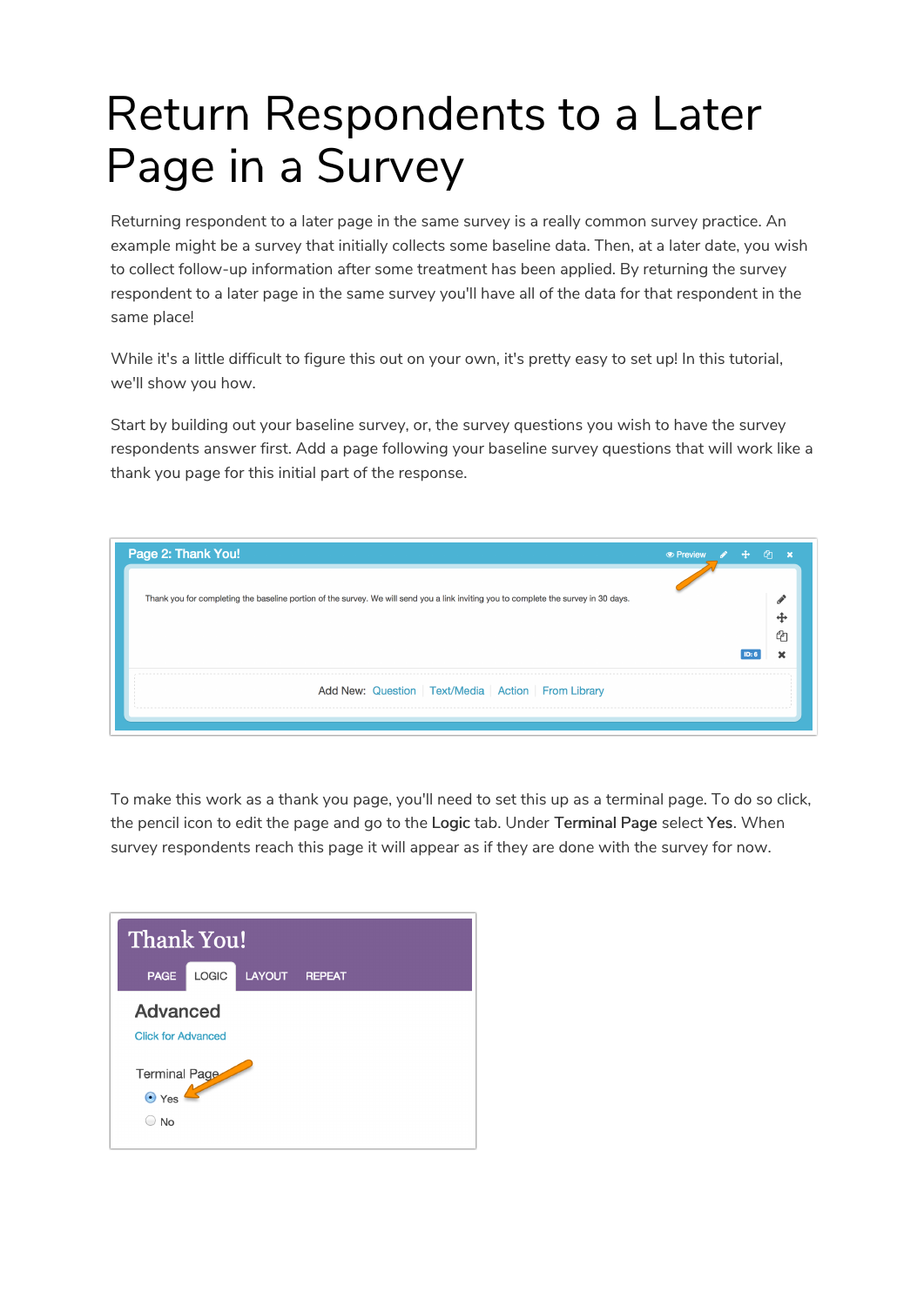# Return Respondents to a Later Page in a Survey

Returning respondent to a later page in the same survey is a really common survey practice. An example might be a survey that initially collects some baseline data. Then, at a later date, you wish to collect follow-up information after some treatment has been applied. By returning the survey respondent to a later page in the same survey you'll have all of the data for that respondent in the same place!

While it's a little difficult to figure this out on your own, it's pretty easy to set up! In this tutorial, we'll show you how.

Start by building out your baseline survey, or, the survey questions you wish to have the survey respondents answer first. Add a page following your baseline survey questions that will work like a thank you page for this initial part of the response.

To make this work as a thank you page, you'll need to set this up as a terminal page. To do so click, the pencil icon to edit the page and go to the **Logic** tab. Under **Terminal Page** select **Yes**. When survey respondents reach this page it will appear as if they are done with the survey for now.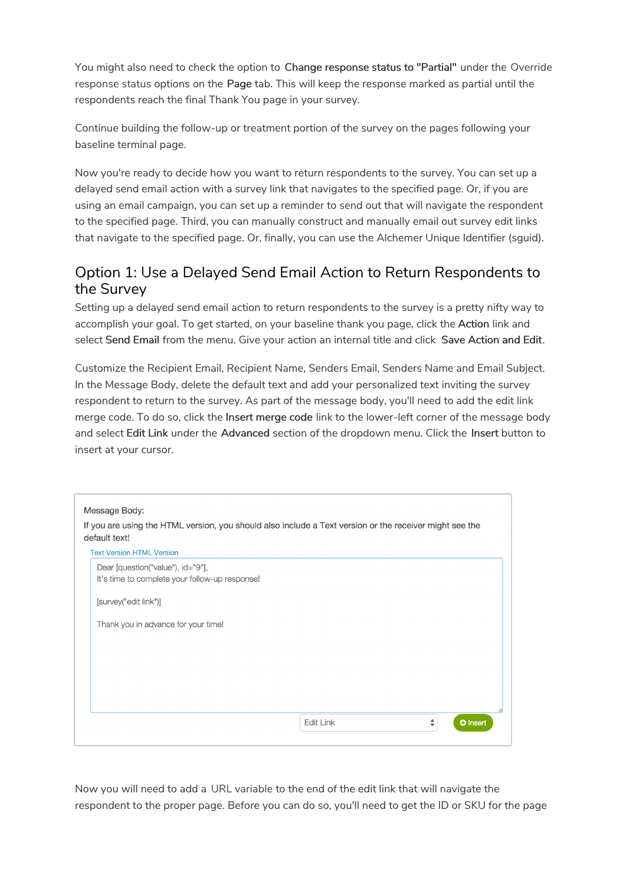You might also need to check the option to **Change response status to "Partial"** under the Override response status options on the **Page** tab. This will keep the response marked as partial until the respondents reach the final Thank You page in your survey.

Continue building the follow-up or treatment portion of the survey on the pages following your baseline terminal page.

Now you're ready to decide how you want to return respondents to the survey. You can set up a delayed send email action with a survey link that navigates to the specified page. Or, if you are using an email campaign, you can set up a reminder to send out that will navigate the respondent to the specified page. Third, you can manually construct and manually email out survey edit links that navigate to the specified page. Or, finally, you can use the Alchemer Unique Identifier (sguid).

## Option 1: Use a Delayed Send Email Action to Return Respondents to the Survey

Setting up a delayed send email action to return respondents to the survey is a pretty nifty way to accomplish your goal. To get started, on your baseline thank you page, click the **Action** link and select **Send Email** from the menu. Give your action an internal title and click **Save Action and Edit**.

Customize the Recipient Email, Recipient Name, Senders Email, Senders Name and Email Subject. In the Message Body, delete the default text and add your personalized text inviting the survey respondent to return to the survey. As part of the message body, you'll need to add the edit link merge code. To do so, click the **Insert merge code** link to the lower-left corner of the message body and select **Edit Link** under the **Advanced** section of the dropdown menu. Click the **Insert** button to insert at your cursor.

Message Body:

If you are using the HTML version, you should also include a Text version or the receiver might see the default text!

Text Version HTML Version

```
Dear [question("value"), id="9"],
It's time to complete your follow-up response!

[survey("edit link")]

Thank you in advance for your time!
```

Edit Link | Insert

Now you will need to add a URL variable to the end of the edit link that will navigate the respondent to the proper page. Before you can do so, you'll need to get the ID or SKU for the page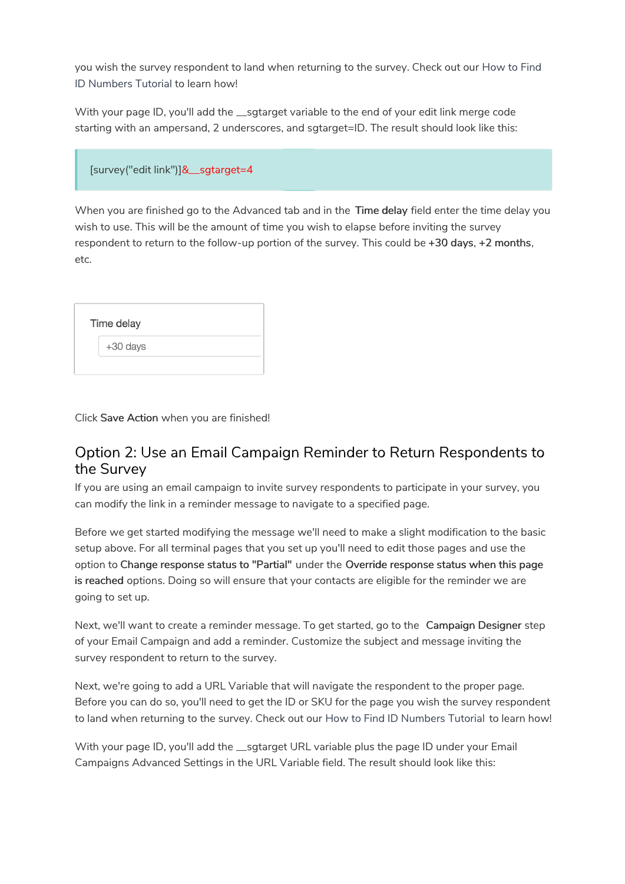you wish the survey respondent to land when returning to the survey. Check out our How to Find ID Numbers Tutorial to learn how!

With your page ID, you'll add the __sgtarget variable to the end of your edit link merge code starting with an ampersand, 2 underscores, and sgtarget=ID. The result should look like this:

> [survey("edit link")]&__sgtarget=4

When you are finished go to the Advanced tab and in the **Time delay** field enter the time delay you wish to use. This will be the amount of time you wish to elapse before inviting the survey respondent to return to the follow-up portion of the survey. This could be **+30 days**, **+2 months**, etc.

Time delay

+30 days

Click **Save Action** when you are finished!

## Option 2: Use an Email Campaign Reminder to Return Respondents to the Survey

If you are using an email campaign to invite survey respondents to participate in your survey, you can modify the link in a reminder message to navigate to a specified page.

Before we get started modifying the message we'll need to make a slight modification to the basic setup above. For all terminal pages that you set up you'll need to edit those pages and use the option to **Change response status to "Partial"** under the **Override response status when this page is reached** options. Doing so will ensure that your contacts are eligible for the reminder we are going to set up.

Next, we'll want to create a reminder message. To get started, go to the **Campaign Designer** step of your Email Campaign and add a reminder. Customize the subject and message inviting the survey respondent to return to the survey.

Next, we're going to add a URL Variable that will navigate the respondent to the proper page. Before you can do so, you'll need to get the ID or SKU for the page you wish the survey respondent to land when returning to the survey. Check out our How to Find ID Numbers Tutorial to learn how!

With your page ID, you'll add the __sgtarget URL variable plus the page ID under your Email Campaigns Advanced Settings in the URL Variable field. The result should look like this: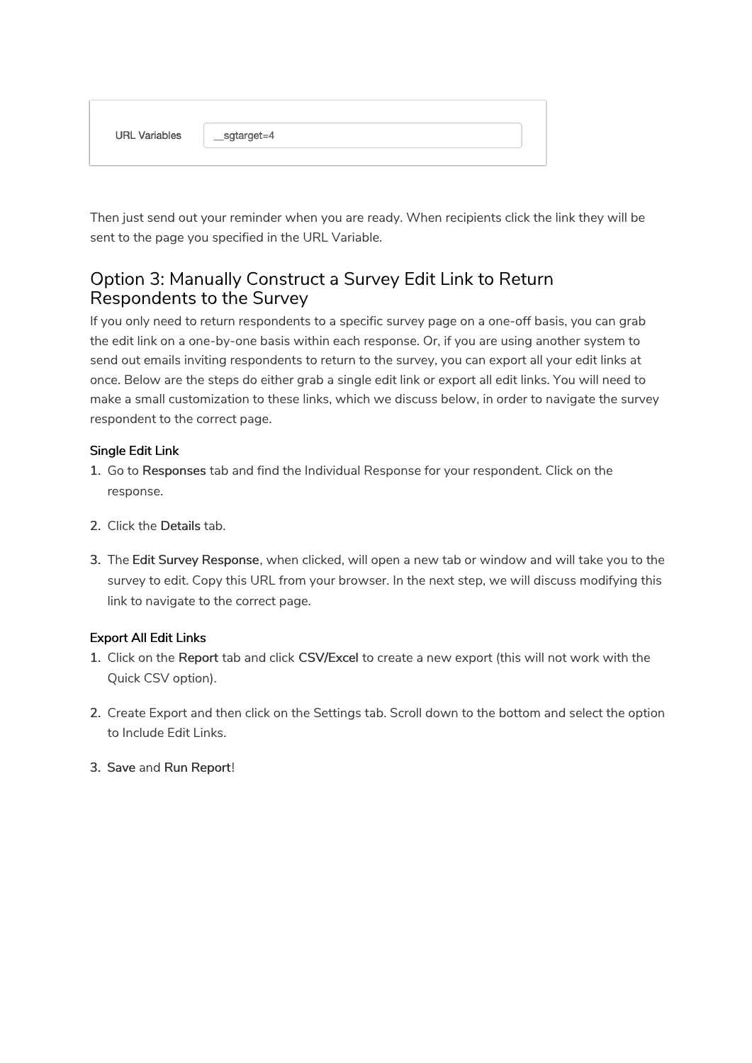| URL Variables | __sgtarget=4 |
| --- | --- |

Then just send out your reminder when you are ready. When recipients click the link they will be sent to the page you specified in the URL Variable.

## Option 3: Manually Construct a Survey Edit Link to Return Respondents to the Survey

If you only need to return respondents to a specific survey page on a one-off basis, you can grab the edit link on a one-by-one basis within each response. Or, if you are using another system to send out emails inviting respondents to return to the survey, you can export all your edit links at once. Below are the steps do either grab a single edit link or export all edit links. You will need to make a small customization to these links, which we discuss below, in order to navigate the survey respondent to the correct page.

#### Single Edit Link

1. Go to **Responses** tab and find the Individual Response for your respondent. Click on the response.
2. Click the **Details** tab.
3. The **Edit Survey Response**, when clicked, will open a new tab or window and will take you to the survey to edit. Copy this URL from your browser. In the next step, we will discuss modifying this link to navigate to the correct page.

#### Export All Edit Links

1. Click on the **Report** tab and click **CSV/Excel** to create a new export (this will not work with the Quick CSV option).
2. Create Export and then click on the Settings tab. Scroll down to the bottom and select the option to Include Edit Links.
3. **Save** and **Run Report**!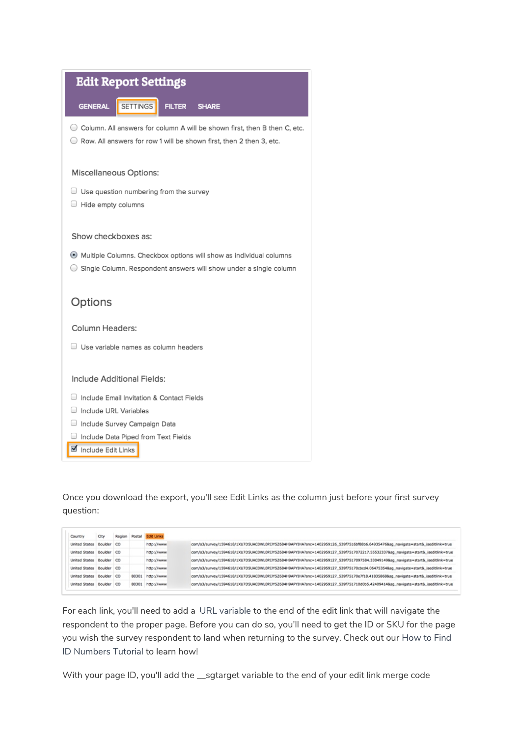# Edit Report Settings

GENERAL | SETTINGS | FILTER | SHARE

- Column. All answers for column A will be shown first, then B then C, etc.
- Row. All answers for row 1 will be shown first, then 2 then 3, etc.

Miscellaneous Options:

- Use question numbering from the survey
- Hide empty columns

Show checkboxes as:

- Multiple Columns. Checkbox options will show as individual columns
- Single Column. Respondent answers will show under a single column

## Options

Column Headers:

- Use variable names as column headers

Include Additional Fields:

- Include Email Invitation & Contact Fields
- Include URL Variables
- Include Survey Campaign Data
- Include Data Piped from Text Fields
- Include Edit Links

Once you download the export, you'll see Edit Links as the column just before your first survey question:

| Country | City | Region | Postal | Edit Links |
|---|---|---|---|---|
| United States | Boulder | CO | | http://www...com/s3/survey/1594618/1XU7DSUACOWLOPJJYSZ684H9APYIHA?snc=1402959126_539f7516bf88b6.64935476&sg_navigate=start&_iseditlink=true |
| United States | Boulder | CO | | http://www...com/s3/survey/1594618/1XU7DSUACOWLOPJJYSZ684H9APYIHA?snc=1402959127_539f7517072217.55532337&sg_navigate=start&_iseditlink=true |
| United States | Boulder | CO | | http://www...com/s3/survey/1594618/1XU7DSUACOWLOPJJYSZ684H9APYIHA?snc=1402959127_539f7517097584.33049149&sg_navigate=start&_iseditlink=true |
| United States | Boulder | CO | | http://www...com/s3/survey/1594618/1XU7DSUACOWLOPJJYSZ684H9APYIHA?snc=1402959127_539f75170cbcd4.06475354&sg_navigate=start&_iseditlink=true |
| United States | Boulder | CO | 80301 | http://www...com/s3/survey/1594618/1XU7DSUACOWLOPJJYSZ684H9APYIHA?snc=1402959127_539f75170e7f18.41835868&sg_navigate=start&_iseditlink=true |
| United States | Boulder | CO | 80301 | http://www...com/s3/survey/1594618/1XU7DSUACOWLOPJJYSZ684H9APYIHA?snc=1402959127_539f751710d0b5.42409414&sg_navigate=start&_iseditlink=true |

For each link, you'll need to add a URL variable to the end of the edit link that will navigate the respondent to the proper page. Before you can do so, you'll need to get the ID or SKU for the page you wish the survey respondent to land when returning to the survey. Check out our How to Find ID Numbers Tutorial to learn how!

With your page ID, you'll add the __sgtarget variable to the end of your edit link merge code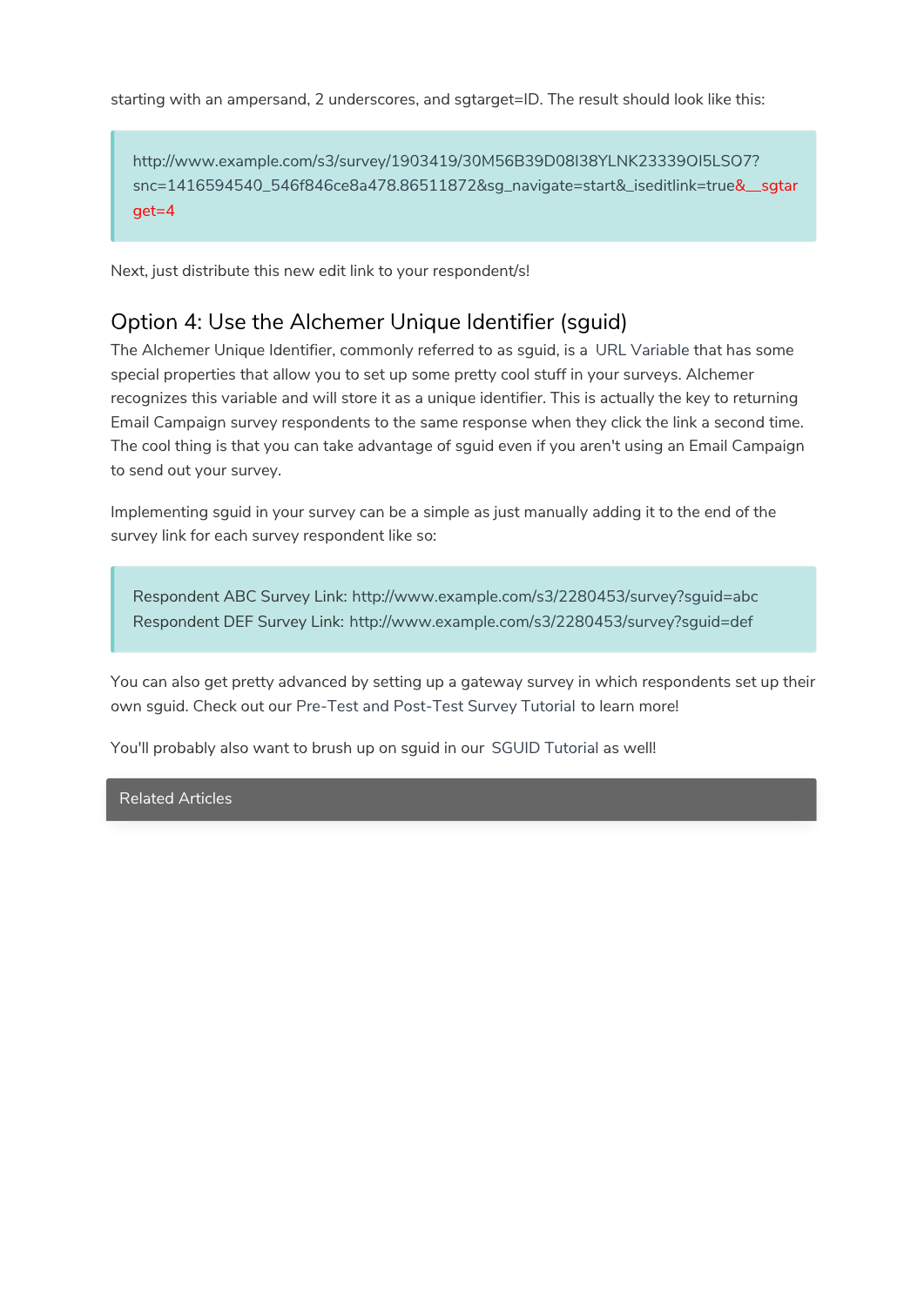starting with an ampersand, 2 underscores, and sgtarget=ID. The result should look like this:

> http://www.example.com/s3/survey/1903419/30M56B39D08I38YLNK23339OI5LSO7?snc=1416594540_546f846ce8a478.86511872&sg_navigate=start&_iseditlink=true&__sgtarget=4

Next, just distribute this new edit link to your respondent/s!

## Option 4: Use the Alchemer Unique Identifier (sguid)

The Alchemer Unique Identifier, commonly referred to as sguid, is a URL Variable that has some special properties that allow you to set up some pretty cool stuff in your surveys. Alchemer recognizes this variable and will store it as a unique identifier. This is actually the key to returning Email Campaign survey respondents to the same response when they click the link a second time. The cool thing is that you can take advantage of sguid even if you aren't using an Email Campaign to send out your survey.

Implementing sguid in your survey can be a simple as just manually adding it to the end of the survey link for each survey respondent like so:

> Respondent ABC Survey Link: http://www.example.com/s3/2280453/survey?sguid=abc
> Respondent DEF Survey Link: http://www.example.com/s3/2280453/survey?sguid=def

You can also get pretty advanced by setting up a gateway survey in which respondents set up their own sguid. Check out our Pre-Test and Post-Test Survey Tutorial to learn more!

You'll probably also want to brush up on sguid in our SGUID Tutorial as well!

Related Articles